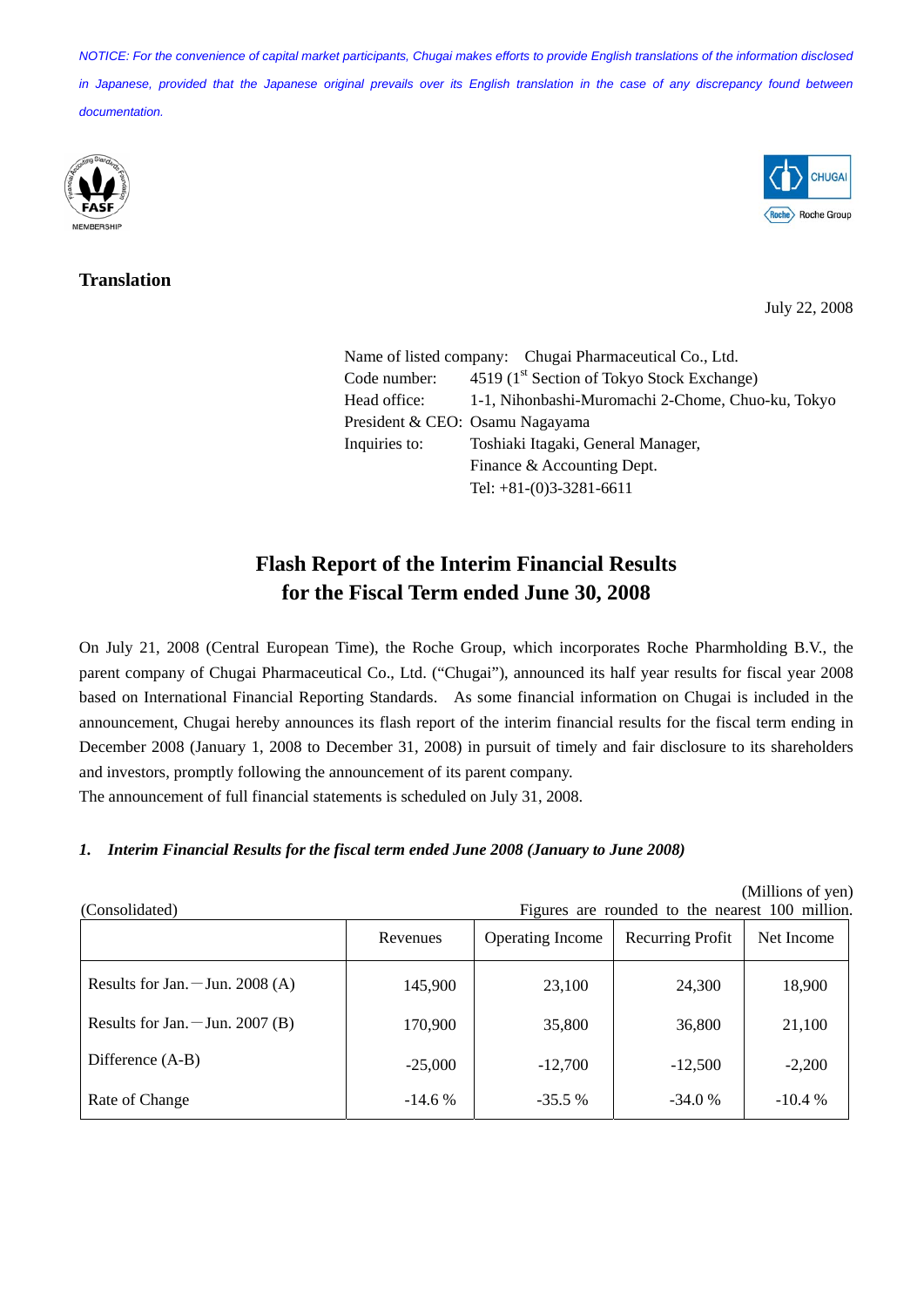*NOTICE: For the convenience of capital market participants, Chugai makes efforts to provide English translations of the information disclosed in Japanese, provided that the Japanese original prevails over its English translation in the case of any discrepancy found between documentation.*

**Translation**

July 22, 2008

Name of listed company: Chugai Pharmaceutical Co., Ltd.
Code number: 4519 (1st Section of Tokyo Stock Exchange)
Head office: 1-1, Nihonbashi-Muromachi 2-Chome, Chuo-ku, Tokyo
President & CEO: Osamu Nagayama
Inquiries to: Toshiaki Itagaki, General Manager, Finance & Accounting Dept.
Tel: +81-(0)3-3281-6611

# Flash Report of the Interim Financial Results for the Fiscal Term ended June 30, 2008

On July 21, 2008 (Central European Time), the Roche Group, which incorporates Roche Pharmholding B.V., the parent company of Chugai Pharmaceutical Co., Ltd. ("Chugai"), announced its half year results for fiscal year 2008 based on International Financial Reporting Standards. As some financial information on Chugai is included in the announcement, Chugai hereby announces its flash report of the interim financial results for the fiscal term ending in December 2008 (January 1, 2008 to December 31, 2008) in pursuit of timely and fair disclosure to its shareholders and investors, promptly following the announcement of its parent company.
The announcement of full financial statements is scheduled on July 31, 2008.

***1. Interim Financial Results for the fiscal term ended June 2008 (January to June 2008)***

(Millions of yen)
(Consolidated) Figures are rounded to the nearest 100 million.

| | Revenues | Operating Income | Recurring Profit | Net Income |
|---|---|---|---|---|
| Results for Jan.－Jun. 2008 (A) | 145,900 | 23,100 | 24,300 | 18,900 |
| Results for Jan.－Jun. 2007 (B) | 170,900 | 35,800 | 36,800 | 21,100 |
| Difference (A-B) | -25,000 | -12,700 | -12,500 | -2,200 |
| Rate of Change | -14.6 % | -35.5 % | -34.0 % | -10.4 % |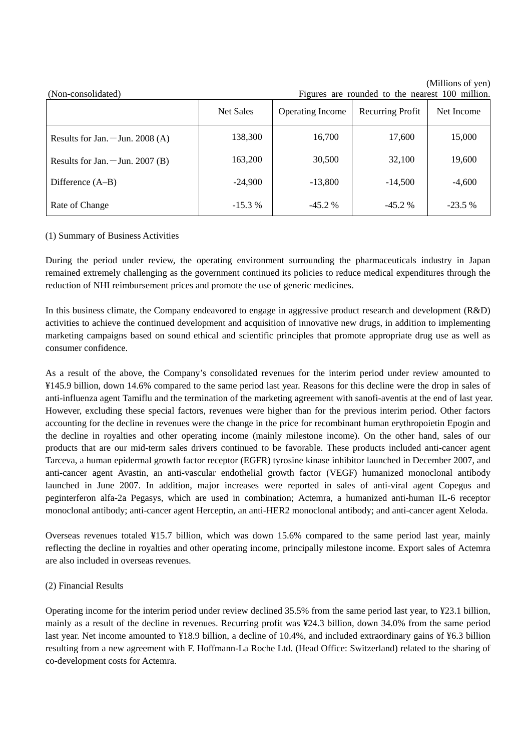(Millions of yen)

(Non-consolidated) Figures are rounded to the nearest 100 million.

| | Net Sales | Operating Income | Recurring Profit | Net Income |
|---|---|---|---|---|
| Results for Jan.－Jun. 2008 (A) | 138,300 | 16,700 | 17,600 | 15,000 |
| Results for Jan.－Jun. 2007 (B) | 163,200 | 30,500 | 32,100 | 19,600 |
| Difference (A–B) | -24,900 | -13,800 | -14,500 | -4,600 |
| Rate of Change | -15.3 % | -45.2 % | -45.2 % | -23.5 % |

(1) Summary of Business Activities

During the period under review, the operating environment surrounding the pharmaceuticals industry in Japan remained extremely challenging as the government continued its policies to reduce medical expenditures through the reduction of NHI reimbursement prices and promote the use of generic medicines.

In this business climate, the Company endeavored to engage in aggressive product research and development (R&D) activities to achieve the continued development and acquisition of innovative new drugs, in addition to implementing marketing campaigns based on sound ethical and scientific principles that promote appropriate drug use as well as consumer confidence.

As a result of the above, the Company's consolidated revenues for the interim period under review amounted to ¥145.9 billion, down 14.6% compared to the same period last year. Reasons for this decline were the drop in sales of anti-influenza agent Tamiflu and the termination of the marketing agreement with sanofi-aventis at the end of last year. However, excluding these special factors, revenues were higher than for the previous interim period. Other factors accounting for the decline in revenues were the change in the price for recombinant human erythropoietin Epogin and the decline in royalties and other operating income (mainly milestone income). On the other hand, sales of our products that are our mid-term sales drivers continued to be favorable. These products included anti-cancer agent Tarceva, a human epidermal growth factor receptor (EGFR) tyrosine kinase inhibitor launched in December 2007, and anti-cancer agent Avastin, an anti-vascular endothelial growth factor (VEGF) humanized monoclonal antibody launched in June 2007. In addition, major increases were reported in sales of anti-viral agent Copegus and peginterferon alfa-2a Pegasys, which are used in combination; Actemra, a humanized anti-human IL-6 receptor monoclonal antibody; anti-cancer agent Herceptin, an anti-HER2 monoclonal antibody; and anti-cancer agent Xeloda.

Overseas revenues totaled ¥15.7 billion, which was down 15.6% compared to the same period last year, mainly reflecting the decline in royalties and other operating income, principally milestone income. Export sales of Actemra are also included in overseas revenues.

(2) Financial Results

Operating income for the interim period under review declined 35.5% from the same period last year, to ¥23.1 billion, mainly as a result of the decline in revenues. Recurring profit was ¥24.3 billion, down 34.0% from the same period last year. Net income amounted to ¥18.9 billion, a decline of 10.4%, and included extraordinary gains of ¥6.3 billion resulting from a new agreement with F. Hoffmann-La Roche Ltd. (Head Office: Switzerland) related to the sharing of co-development costs for Actemra.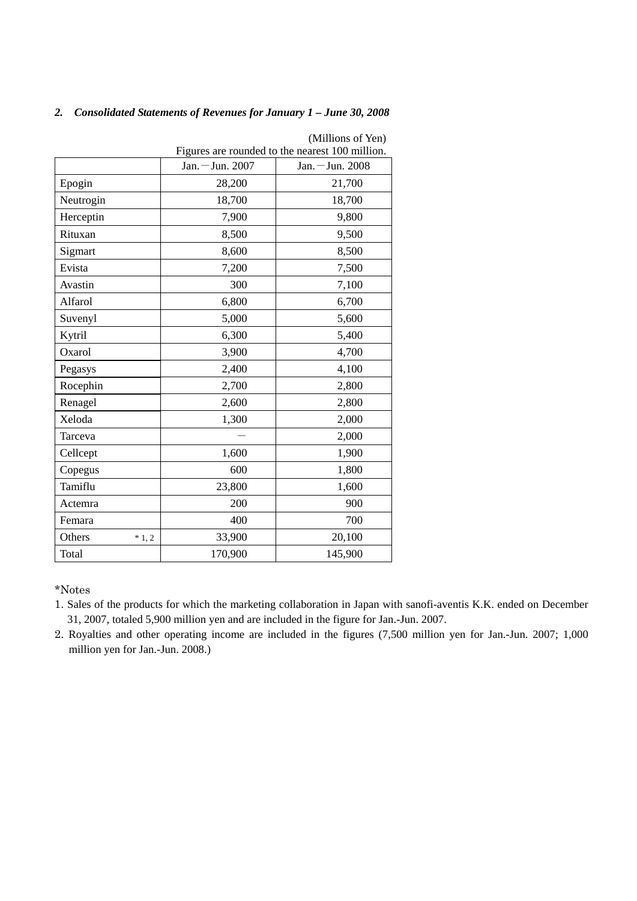## 2. *Consolidated Statements of Revenues for January 1 – June 30, 2008*

(Millions of Yen)
Figures are rounded to the nearest 100 million.

| | Jan.－Jun. 2007 | Jan.－Jun. 2008 |
|---|---|---|
| Epogin | 28,200 | 21,700 |
| Neutrogin | 18,700 | 18,700 |
| Herceptin | 7,900 | 9,800 |
| Rituxan | 8,500 | 9,500 |
| Sigmart | 8,600 | 8,500 |
| Evista | 7,200 | 7,500 |
| Avastin | 300 | 7,100 |
| Alfarol | 6,800 | 6,700 |
| Suvenyl | 5,000 | 5,600 |
| Kytril | 6,300 | 5,400 |
| Oxarol | 3,900 | 4,700 |
| Pegasys | 2,400 | 4,100 |
| Rocephin | 2,700 | 2,800 |
| Renagel | 2,600 | 2,800 |
| Xeloda | 1,300 | 2,000 |
| Tarceva | － | 2,000 |
| Cellcept | 1,600 | 1,900 |
| Copegus | 600 | 1,800 |
| Tamiflu | 23,800 | 1,600 |
| Actemra | 200 | 900 |
| Femara | 400 | 700 |
| Others * 1, 2 | 33,900 | 20,100 |
| Total | 170,900 | 145,900 |

*Notes

1. Sales of the products for which the marketing collaboration in Japan with sanofi-aventis K.K. ended on December 31, 2007, totaled 5,900 million yen and are included in the figure for Jan.-Jun. 2007.
2. Royalties and other operating income are included in the figures (7,500 million yen for Jan.-Jun. 2007; 1,000 million yen for Jan.-Jun. 2008.)